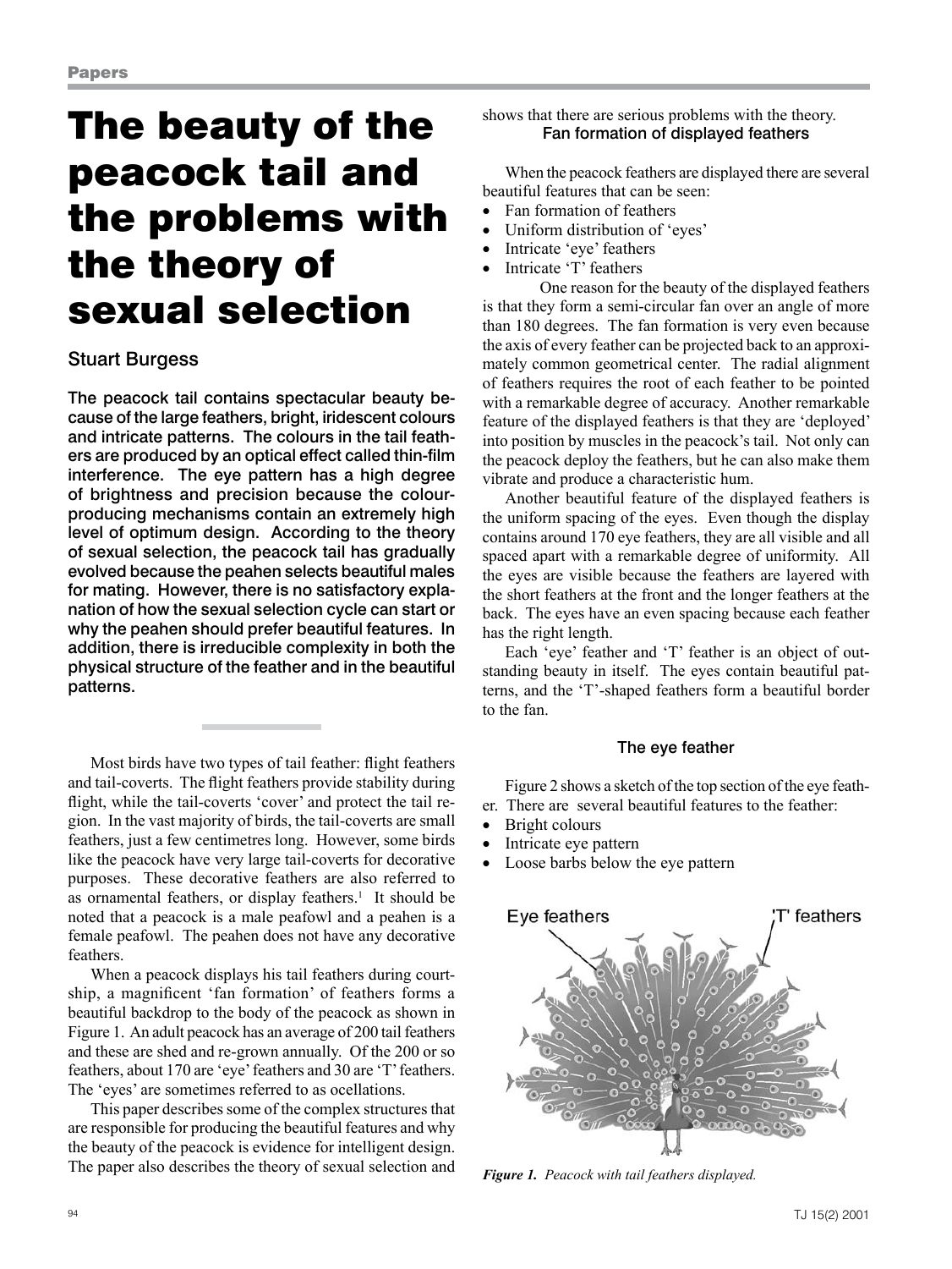# The beauty of the peacock tail and the problems with the theory of sexual selection

## Stuart Burgess

**The peacock tail contains spectacular beauty because of the large feathers, bright, iridescent colours and intricate patterns. The colours in the tail feathers are produced by an optical effect called thin-film interference. The eye pattern has a high degree of brightness and precision because the colour-producing mechanisms contain an extremely high level of optimum design. According to the theory of sexual selection, the peacock tail has gradually evolved because the peahen selects beautiful males for mating. However, there is no satisfactory explanation of how the sexual selection cycle can start or why the peahen should prefer beautiful features. In addition, there is irreducible complexity in both the physical structure of the feather and in the beautiful patterns.**

Most birds have two types of tail feather: flight feathers and tail-coverts. The flight feathers provide stability during flight, while the tail-coverts 'cover' and protect the tail region. In the vast majority of birds, the tail-coverts are small feathers, just a few centimetres long. However, some birds like the peacock have very large tail-coverts for decorative purposes. These decorative feathers are also referred to as ornamental feathers, or display feathers.[1] It should be noted that a peacock is a male peafowl and a peahen is a female peafowl. The peahen does not have any decorative feathers.

When a peacock displays his tail feathers during courtship, a magnificent 'fan formation' of feathers forms a beautiful backdrop to the body of the peacock as shown in Figure 1. An adult peacock has an average of 200 tail feathers and these are shed and re-grown annually. Of the 200 or so feathers, about 170 are 'eye' feathers and 30 are 'T' feathers. The 'eyes' are sometimes referred to as ocellations.

This paper describes some of the complex structures that are responsible for producing the beautiful features and why the beauty of the peacock is evidence for intelligent design. The paper also describes the theory of sexual selection and shows that there are serious problems with the theory.

### Fan formation of displayed feathers

When the peacock feathers are displayed there are several beautiful features that can be seen:

- Fan formation of feathers
- Uniform distribution of 'eyes'
- Intricate 'eye' feathers
- Intricate 'T' feathers

One reason for the beauty of the displayed feathers is that they form a semi-circular fan over an angle of more than 180 degrees. The fan formation is very even because the axis of every feather can be projected back to an approximately common geometrical center. The radial alignment of feathers requires the root of each feather to be pointed with a remarkable degree of accuracy. Another remarkable feature of the displayed feathers is that they are 'deployed' into position by muscles in the peacock's tail. Not only can the peacock deploy the feathers, but he can also make them vibrate and produce a characteristic hum.

Another beautiful feature of the displayed feathers is the uniform spacing of the eyes. Even though the display contains around 170 eye feathers, they are all visible and all spaced apart with a remarkable degree of uniformity. All the eyes are visible because the feathers are layered with the short feathers at the front and the longer feathers at the back. The eyes have an even spacing because each feather has the right length.

Each 'eye' feather and 'T' feather is an object of outstanding beauty in itself. The eyes contain beautiful patterns, and the 'T'-shaped feathers form a beautiful border to the fan.

### The eye feather

Figure 2 shows a sketch of the top section of the eye feather. There are several beautiful features to the feather:

- Bright colours
- Intricate eye pattern
- Loose barbs below the eye pattern

Eye feathers 'T' feathers

*Figure 1. Peacock with tail feathers displayed.*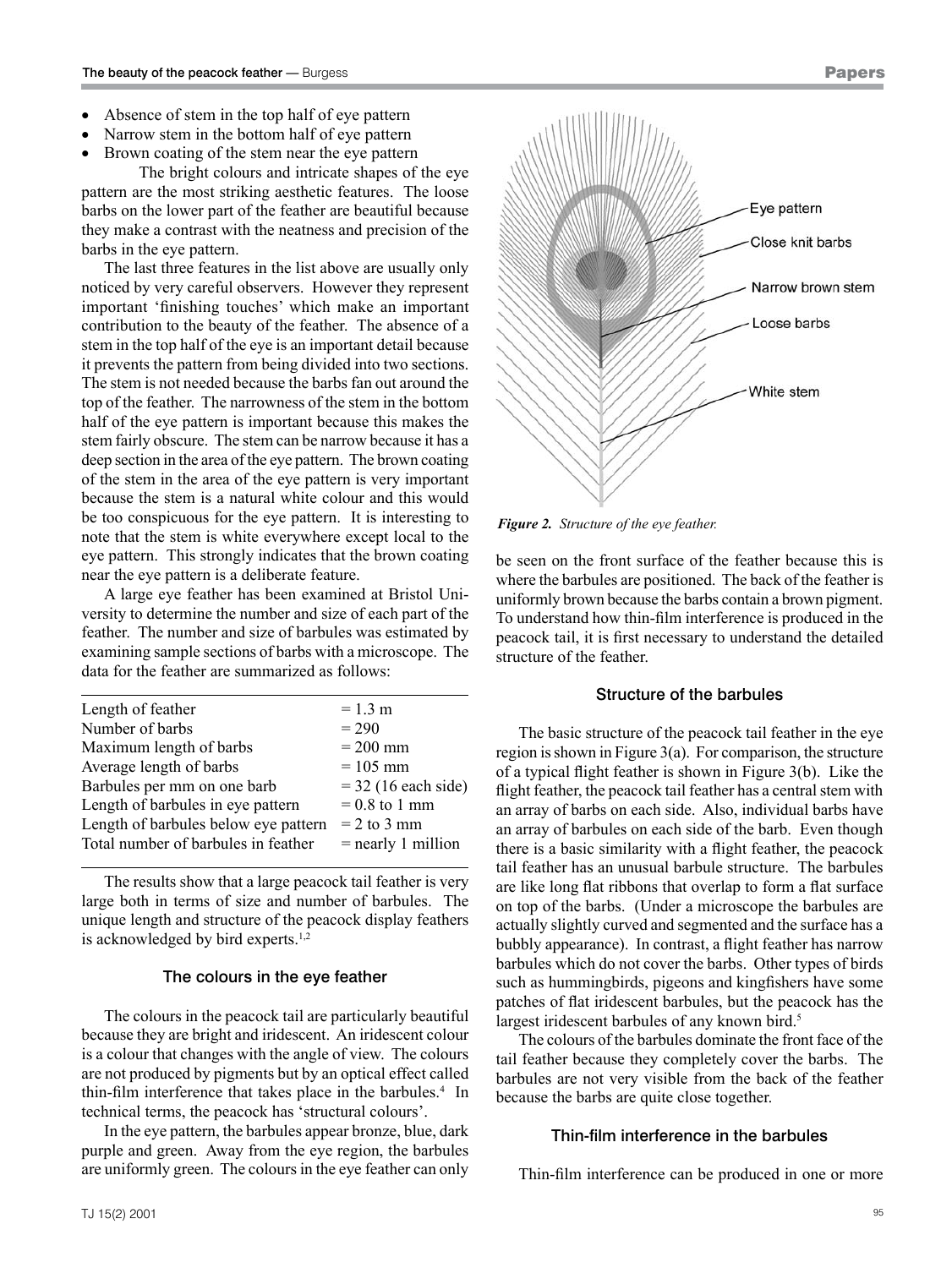- Absence of stem in the top half of eye pattern
- Narrow stem in the bottom half of eye pattern
- Brown coating of the stem near the eye pattern

The bright colours and intricate shapes of the eye pattern are the most striking aesthetic features. The loose barbs on the lower part of the feather are beautiful because they make a contrast with the neatness and precision of the barbs in the eye pattern.

The last three features in the list above are usually only noticed by very careful observers. However they represent important 'finishing touches' which make an important contribution to the beauty of the feather. The absence of a stem in the top half of the eye is an important detail because it prevents the pattern from being divided into two sections. The stem is not needed because the barbs fan out around the top of the feather. The narrowness of the stem in the bottom half of the eye pattern is important because this makes the stem fairly obscure. The stem can be narrow because it has a deep section in the area of the eye pattern. The brown coating of the stem in the area of the eye pattern is very important because the stem is a natural white colour and this would be too conspicuous for the eye pattern. It is interesting to note that the stem is white everywhere except local to the eye pattern. This strongly indicates that the brown coating near the eye pattern is a deliberate feature.

A large eye feather has been examined at Bristol University to determine the number and size of each part of the feather. The number and size of barbules was estimated by examining sample sections of barbs with a microscope. The data for the feather are summarized as follows:

| | |
|---|---|
| Length of feather | = 1.3 m |
| Number of barbs | = 290 |
| Maximum length of barbs | = 200 mm |
| Average length of barbs | = 105 mm |
| Barbules per mm on one barb | = 32 (16 each side) |
| Length of barbules in eye pattern | = 0.8 to 1 mm |
| Length of barbules below eye pattern | = 2 to 3 mm |
| Total number of barbules in feather | = nearly 1 million |

The results show that a large peacock tail feather is very large both in terms of size and number of barbules. The unique length and structure of the peacock display feathers is acknowledged by bird experts.[1,2]

### The colours in the eye feather

The colours in the peacock tail are particularly beautiful because they are bright and iridescent. An iridescent colour is a colour that changes with the angle of view. The colours are not produced by pigments but by an optical effect called thin-film interference that takes place in the barbules.[4] In technical terms, the peacock has 'structural colours'.

In the eye pattern, the barbules appear bronze, blue, dark purple and green. Away from the eye region, the barbules are uniformly green. The colours in the eye feather can only be seen on the front surface of the feather because this is where the barbules are positioned. The back of the feather is uniformly brown because the barbs contain a brown pigment. To understand how thin-film interference is produced in the peacock tail, it is first necessary to understand the detailed structure of the feather.

Eye pattern

Close knit barbs

Narrow brown stem

Loose barbs

White stem

*Figure 2. Structure of the eye feather.*

### Structure of the barbules

The basic structure of the peacock tail feather in the eye region is shown in Figure 3(a). For comparison, the structure of a typical flight feather is shown in Figure 3(b). Like the flight feather, the peacock tail feather has a central stem with an array of barbs on each side. Also, individual barbs have an array of barbules on each side of the barb. Even though there is a basic similarity with a flight feather, the peacock tail feather has an unusual barbule structure. The barbules are like long flat ribbons that overlap to form a flat surface on top of the barbs. (Under a microscope the barbules are actually slightly curved and segmented and the surface has a bubbly appearance). In contrast, a flight feather has narrow barbules which do not cover the barbs. Other types of birds such as hummingbirds, pigeons and kingfishers have some patches of flat iridescent barbules, but the peacock has the largest iridescent barbules of any known bird.[5]

The colours of the barbules dominate the front face of the tail feather because they completely cover the barbs. The barbules are not very visible from the back of the feather because the barbs are quite close together.

### Thin-film interference in the barbules

Thin-film interference can be produced in one or more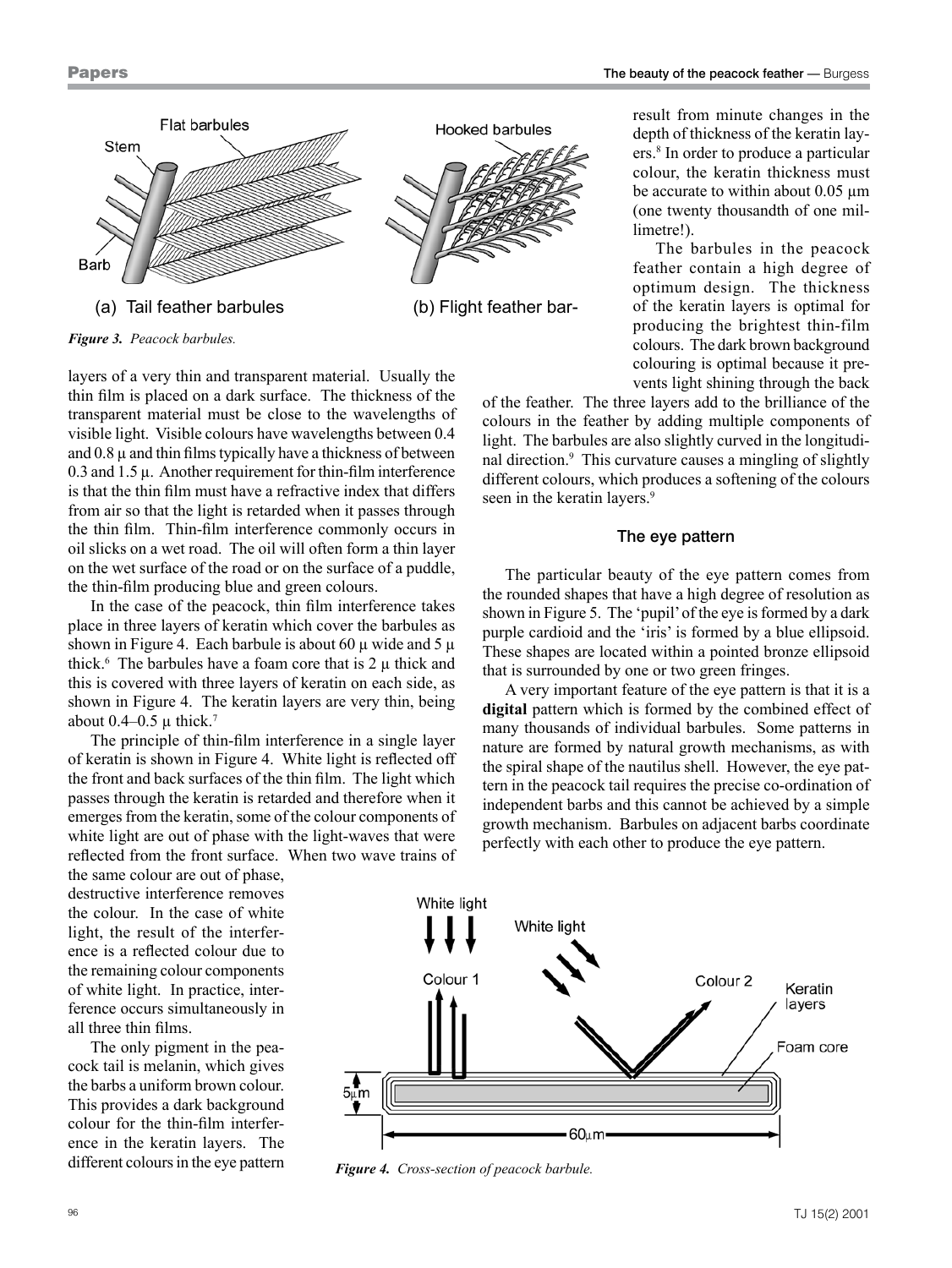(a) Tail feather barbules (b) Flight feather bar-

*Figure 3. Peacock barbules.*

layers of a very thin and transparent material. Usually the thin film is placed on a dark surface. The thickness of the transparent material must be close to the wavelengths of visible light. Visible colours have wavelengths between 0.4 and 0.8 μ and thin films typically have a thickness of between 0.3 and 1.5 μ. Another requirement for thin-film interference is that the thin film must have a refractive index that differs from air so that the light is retarded when it passes through the thin film. Thin-film interference commonly occurs in oil slicks on a wet road. The oil will often form a thin layer on the wet surface of the road or on the surface of a puddle, the thin-film producing blue and green colours.

In the case of the peacock, thin film interference takes place in three layers of keratin which cover the barbules as shown in Figure 4. Each barbule is about 60 μ wide and 5 μ thick.[6] The barbules have a foam core that is 2 μ thick and this is covered with three layers of keratin on each side, as shown in Figure 4. The keratin layers are very thin, being about 0.4–0.5 μ thick.[7]

The principle of thin-film interference in a single layer of keratin is shown in Figure 4. White light is reflected off the front and back surfaces of the thin film. The light which passes through the keratin is retarded and therefore when it emerges from the keratin, some of the colour components of white light are out of phase with the light-waves that were reflected from the front surface. When two wave trains of the same colour are out of phase, destructive interference removes the colour. In the case of white light, the result of the interference is a reflected colour due to the remaining colour components of white light. In practice, interference occurs simultaneously in all three thin films.

The only pigment in the peacock tail is melanin, which gives the barbs a uniform brown colour. This provides a dark background colour for the thin-film interference in the keratin layers. The different colours in the eye pattern result from minute changes in the depth of thickness of the keratin layers.[8] In order to produce a particular colour, the keratin thickness must be accurate to within about 0.05 μm (one twenty thousandth of one millimetre!).

The barbules in the peacock feather contain a high degree of optimum design. The thickness of the keratin layers is optimal for producing the brightest thin-film colours. The dark brown background colouring is optimal because it prevents light shining through the back of the feather. The three layers add to the brilliance of the colours in the feather by adding multiple components of light. The barbules are also slightly curved in the longitudinal direction.[9] This curvature causes a mingling of slightly different colours, which produces a softening of the colours seen in the keratin layers.[9]

### The eye pattern

The particular beauty of the eye pattern comes from the rounded shapes that have a high degree of resolution as shown in Figure 5. The 'pupil' of the eye is formed by a dark purple cardioid and the 'iris' is formed by a blue ellipsoid. These shapes are located within a pointed bronze ellipsoid that is surrounded by one or two green fringes.

A very important feature of the eye pattern is that it is a **digital** pattern which is formed by the combined effect of many thousands of individual barbules. Some patterns in nature are formed by natural growth mechanisms, as with the spiral shape of the nautilus shell. However, the eye pattern in the peacock tail requires the precise co-ordination of independent barbs and this cannot be achieved by a simple growth mechanism. Barbules on adjacent barbs coordinate perfectly with each other to produce the eye pattern.

*Figure 4. Cross-section of peacock barbule.*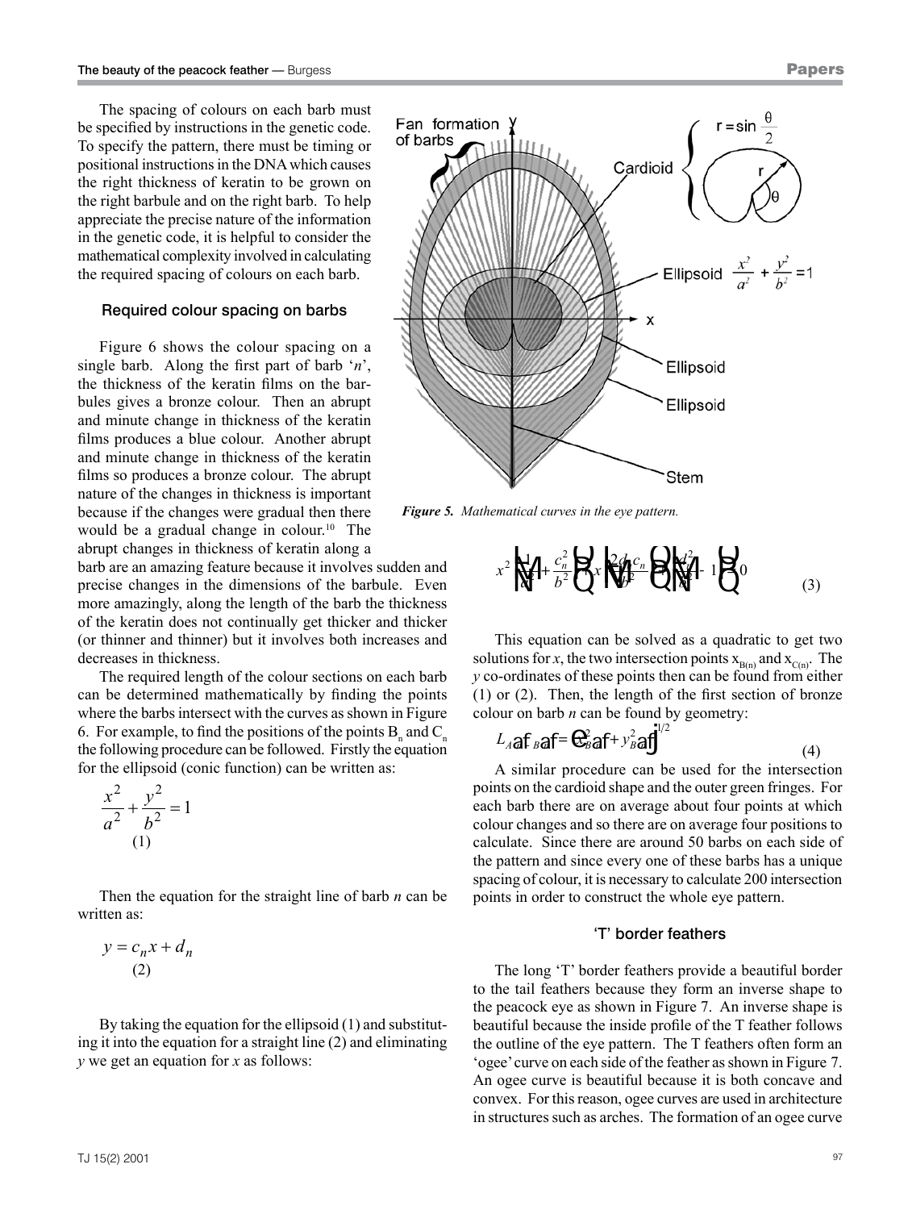The spacing of colours on each barb must be specified by instructions in the genetic code. To specify the pattern, there must be timing or positional instructions in the DNA which causes the right thickness of keratin to be grown on the right barbule and on the right barb. To help appreciate the precise nature of the information in the genetic code, it is helpful to consider the mathematical complexity involved in calculating the required spacing of colours on each barb.

### Required colour spacing on barbs

Figure 6 shows the colour spacing on a single barb. Along the first part of barb '*n*', the thickness of the keratin films on the barbules gives a bronze colour. Then an abrupt and minute change in thickness of the keratin films produces a blue colour. Another abrupt and minute change in thickness of the keratin films so produces a bronze colour. The abrupt nature of the changes in thickness is important because if the changes were gradual then there would be a gradual change in colour.[10] The abrupt changes in thickness of keratin along a barb are an amazing feature because it involves sudden and precise changes in the dimensions of the barbule. Even more amazingly, along the length of the barb the thickness of the keratin does not continually get thicker and thicker (or thinner and thinner) but it involves both increases and decreases in thickness.

The required length of the colour sections on each barb can be determined mathematically by finding the points where the barbs intersect with the curves as shown in Figure 6. For example, to find the positions of the points $B_n$ and $C_n$ the following procedure can be followed. Firstly the equation for the ellipsoid (conic function) can be written as:

$$\frac{x^2}{a^2} + \frac{y^2}{b^2} = 1 \qquad (1)$$

Then the equation for the straight line of barb *n* can be written as:

$$y = c_n x + d_n \qquad (2)$$

By taking the equation for the ellipsoid (1) and substituting it into the equation for a straight line (2) and eliminating *y* we get an equation for *x* as follows:

*Figure 5. Mathematical curves in the eye pattern.*

$$x^2\left[\frac{1}{a^2} + \frac{c_n^2}{b^2}\right] + x\left[\frac{2d_n c_n}{b^2}\right] + \left[\frac{d_n^2}{b^2} - 1\right] = 0 \qquad (3)$$

This equation can be solved as a quadratic to get two solutions for *x*, the two intersection points $x_{B(n)}$ and $x_{C(n)}$. The *y* co-ordinates of these points then can be found from either (1) or (2). Then, the length of the first section of bronze colour on barb *n* can be found by geometry:

$$L_{A(n)B(n)} = \left[x_{B(n)}^2 + y_{B(n)}^2\right]^{1/2} \qquad (4)$$

A similar procedure can be used for the intersection points on the cardioid shape and the outer green fringes. For each barb there are on average about four points at which colour changes and so there are on average four positions to calculate. Since there are around 50 barbs on each side of the pattern and since every one of these barbs has a unique spacing of colour, it is necessary to calculate 200 intersection points in order to construct the whole eye pattern.

### 'T' border feathers

The long 'T' border feathers provide a beautiful border to the tail feathers because they form an inverse shape to the peacock eye as shown in Figure 7. An inverse shape is beautiful because the inside profile of the T feather follows the outline of the eye pattern. The T feathers often form an 'ogee' curve on each side of the feather as shown in Figure 7. An ogee curve is beautiful because it is both concave and convex. For this reason, ogee curves are used in architecture in structures such as arches. The formation of an ogee curve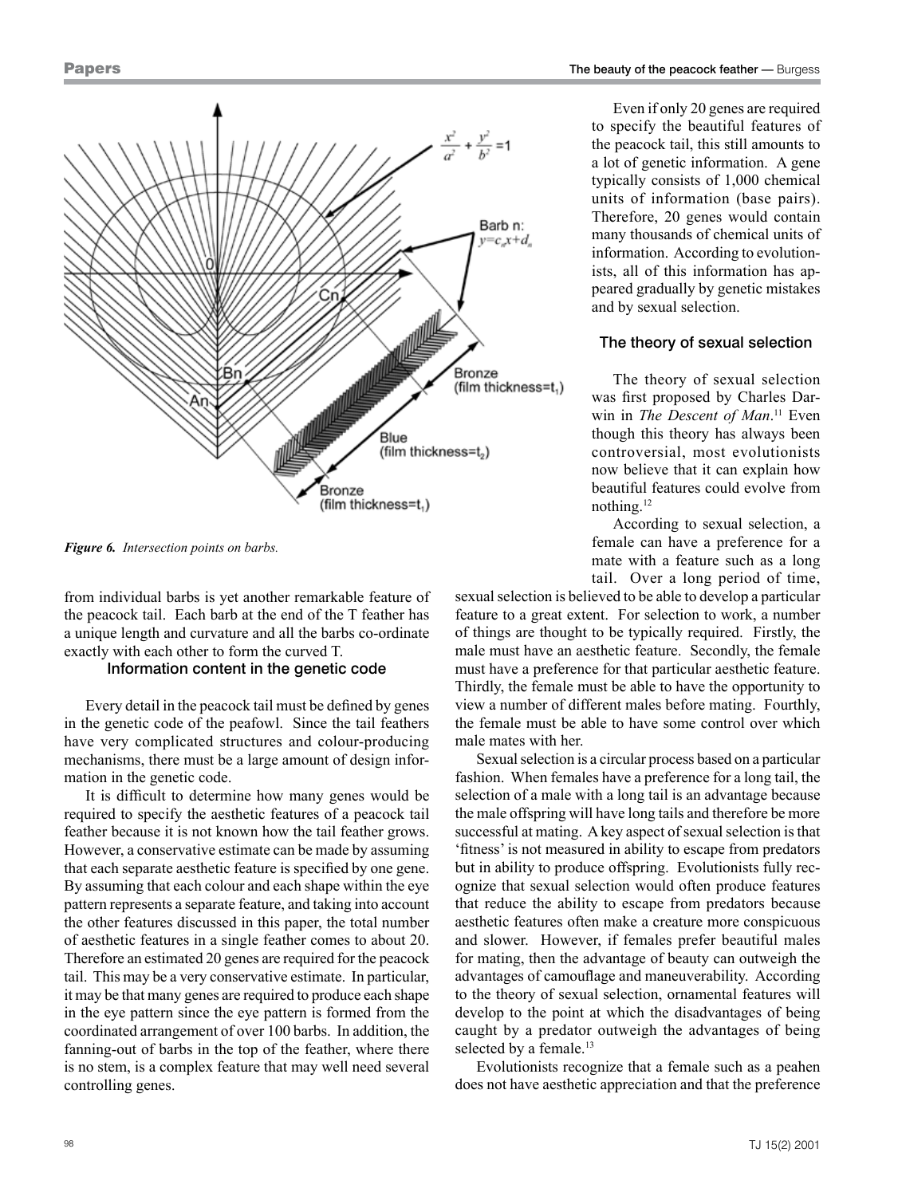*Figure 6. Intersection points on barbs.*

from individual barbs is yet another remarkable feature of the peacock tail. Each barb at the end of the T feather has a unique length and curvature and all the barbs co-ordinate exactly with each other to form the curved T.

### Information content in the genetic code

Every detail in the peacock tail must be defined by genes in the genetic code of the peafowl. Since the tail feathers have very complicated structures and colour-producing mechanisms, there must be a large amount of design information in the genetic code.

It is difficult to determine how many genes would be required to specify the aesthetic features of a peacock tail feather because it is not known how the tail feather grows. However, a conservative estimate can be made by assuming that each separate aesthetic feature is specified by one gene. By assuming that each colour and each shape within the eye pattern represents a separate feature, and taking into account the other features discussed in this paper, the total number of aesthetic features in a single feather comes to about 20. Therefore an estimated 20 genes are required for the peacock tail. This may be a very conservative estimate. In particular, it may be that many genes are required to produce each shape in the eye pattern since the eye pattern is formed from the coordinated arrangement of over 100 barbs. In addition, the fanning-out of barbs in the top of the feather, where there is no stem, is a complex feature that may well need several controlling genes.

Even if only 20 genes are required to specify the beautiful features of the peacock tail, this still amounts to a lot of genetic information. A gene typically consists of 1,000 chemical units of information (base pairs). Therefore, 20 genes would contain many thousands of chemical units of information. According to evolutionists, all of this information has appeared gradually by genetic mistakes and by sexual selection.

### The theory of sexual selection

The theory of sexual selection was first proposed by Charles Darwin in *The Descent of Man*.[11] Even though this theory has always been controversial, most evolutionists now believe that it can explain how beautiful features could evolve from nothing.[12]

According to sexual selection, a female can have a preference for a mate with a feature such as a long tail. Over a long period of time, sexual selection is believed to be able to develop a particular feature to a great extent. For selection to work, a number of things are thought to be typically required. Firstly, the male must have an aesthetic feature. Secondly, the female must have a preference for that particular aesthetic feature. Thirdly, the female must be able to have the opportunity to view a number of different males before mating. Fourthly, the female must be able to have some control over which male mates with her.

Sexual selection is a circular process based on a particular fashion. When females have a preference for a long tail, the selection of a male with a long tail is an advantage because the male offspring will have long tails and therefore be more successful at mating. A key aspect of sexual selection is that 'fitness' is not measured in ability to escape from predators but in ability to produce offspring. Evolutionists fully recognize that sexual selection would often produce features that reduce the ability to escape from predators because aesthetic features often make a creature more conspicuous and slower. However, if females prefer beautiful males for mating, then the advantage of beauty can outweigh the advantages of camouflage and maneuverability. According to the theory of sexual selection, ornamental features will develop to the point at which the disadvantages of being caught by a predator outweigh the advantages of being selected by a female.[13]

Evolutionists recognize that a female such as a peahen does not have aesthetic appreciation and that the preference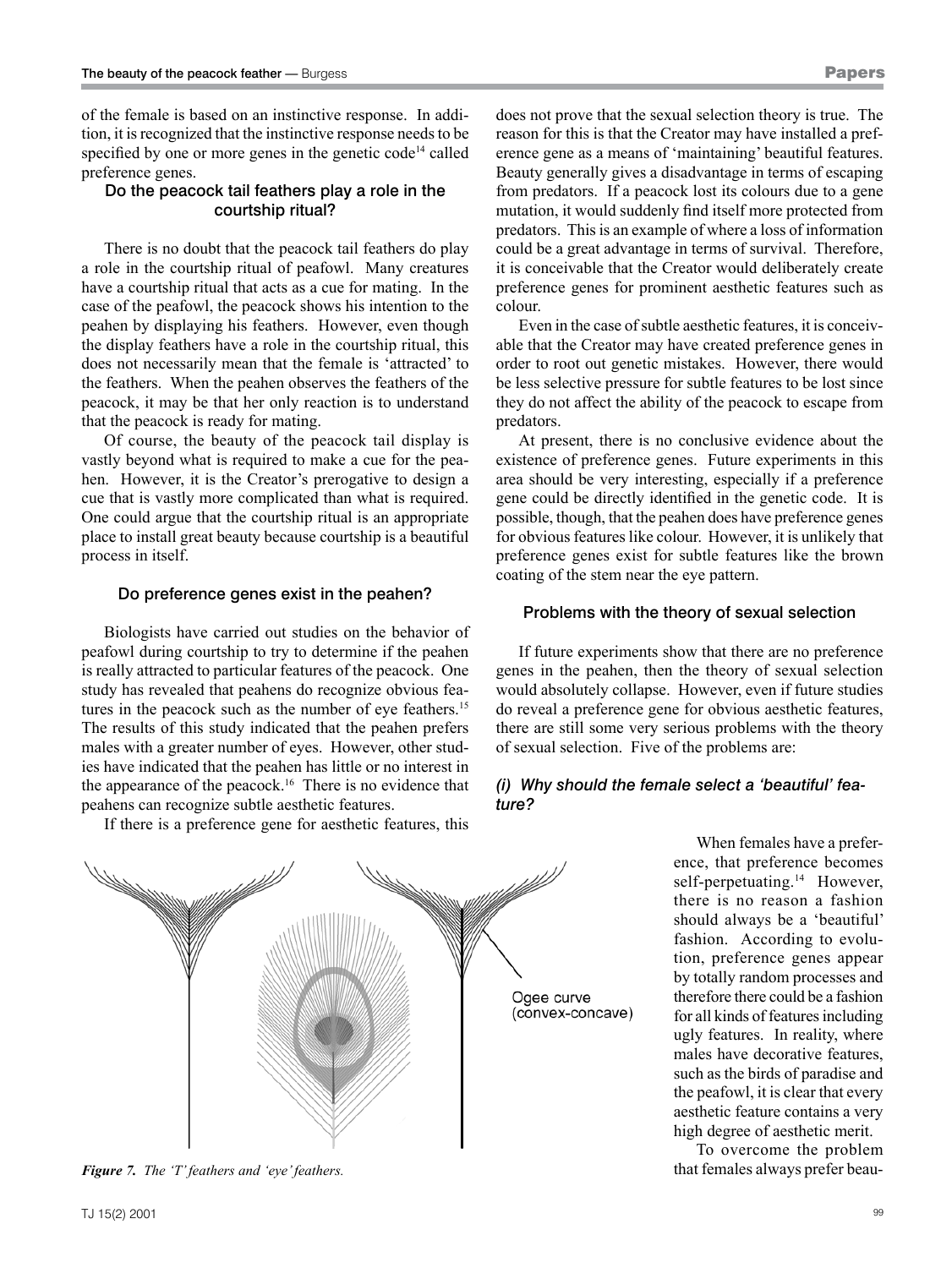of the female is based on an instinctive response. In addition, it is recognized that the instinctive response needs to be specified by one or more genes in the genetic code[14] called preference genes.

### Do the peacock tail feathers play a role in the courtship ritual?

There is no doubt that the peacock tail feathers do play a role in the courtship ritual of peafowl. Many creatures have a courtship ritual that acts as a cue for mating. In the case of the peafowl, the peacock shows his intention to the peahen by displaying his feathers. However, even though the display feathers have a role in the courtship ritual, this does not necessarily mean that the female is 'attracted' to the feathers. When the peahen observes the feathers of the peacock, it may be that her only reaction is to understand that the peacock is ready for mating.

Of course, the beauty of the peacock tail display is vastly beyond what is required to make a cue for the peahen. However, it is the Creator's prerogative to design a cue that is vastly more complicated than what is required. One could argue that the courtship ritual is an appropriate place to install great beauty because courtship is a beautiful process in itself.

### Do preference genes exist in the peahen?

Biologists have carried out studies on the behavior of peafowl during courtship to try to determine if the peahen is really attracted to particular features of the peacock. One study has revealed that peahens do recognize obvious features in the peacock such as the number of eye feathers.[15] The results of this study indicated that the peahen prefers males with a greater number of eyes. However, other studies have indicated that the peahen has little or no interest in the appearance of the peacock.[16] There is no evidence that peahens can recognize subtle aesthetic features.

If there is a preference gene for aesthetic features, this does not prove that the sexual selection theory is true. The reason for this is that the Creator may have installed a preference gene as a means of 'maintaining' beautiful features. Beauty generally gives a disadvantage in terms of escaping from predators. If a peacock lost its colours due to a gene mutation, it would suddenly find itself more protected from predators. This is an example of where a loss of information could be a great advantage in terms of survival. Therefore, it is conceivable that the Creator would deliberately create preference genes for prominent aesthetic features such as colour.

Even in the case of subtle aesthetic features, it is conceivable that the Creator may have created preference genes in order to root out genetic mistakes. However, there would be less selective pressure for subtle features to be lost since they do not affect the ability of the peacock to escape from predators.

At present, there is no conclusive evidence about the existence of preference genes. Future experiments in this area should be very interesting, especially if a preference gene could be directly identified in the genetic code. It is possible, though, that the peahen does have preference genes for obvious features like colour. However, it is unlikely that preference genes exist for subtle features like the brown coating of the stem near the eye pattern.

### Problems with the theory of sexual selection

If future experiments show that there are no preference genes in the peahen, then the theory of sexual selection would absolutely collapse. However, even if future studies do reveal a preference gene for obvious aesthetic features, there are still some very serious problems with the theory of sexual selection. Five of the problems are:

#### *(i) Why should the female select a 'beautiful' feature?*

When females have a preference, that preference becomes self-perpetuating.[14] However, there is no reason a fashion should always be a 'beautiful' fashion. According to evolution, preference genes appear by totally random processes and therefore there could be a fashion for all kinds of features including ugly features. In reality, where males have decorative features, such as the birds of paradise and the peafowl, it is clear that every aesthetic feature contains a very high degree of aesthetic merit.

To overcome the problem that females always prefer beau-

Ogee curve (convex-concave)

*Figure 7. The 'T' feathers and 'eye' feathers.*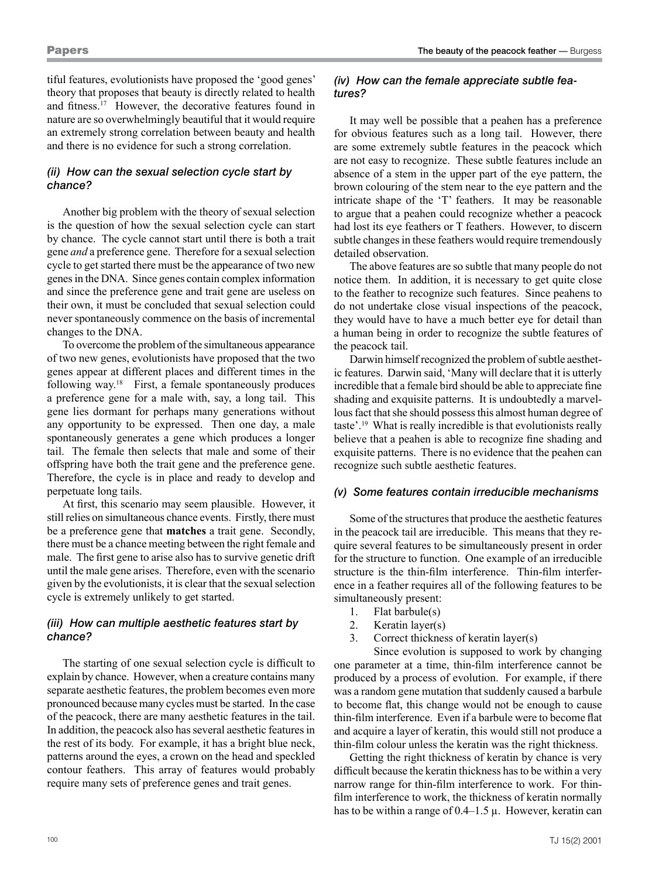tiful features, evolutionists have proposed the 'good genes' theory that proposes that beauty is directly related to health and fitness.[17] However, the decorative features found in nature are so overwhelmingly beautiful that it would require an extremely strong correlation between beauty and health and there is no evidence for such a strong correlation.

### *(ii) How can the sexual selection cycle start by chance?*

Another big problem with the theory of sexual selection is the question of how the sexual selection cycle can start by chance. The cycle cannot start until there is both a trait gene *and* a preference gene. Therefore for a sexual selection cycle to get started there must be the appearance of two new genes in the DNA. Since genes contain complex information and since the preference gene and trait gene are useless on their own, it must be concluded that sexual selection could never spontaneously commence on the basis of incremental changes to the DNA.

To overcome the problem of the simultaneous appearance of two new genes, evolutionists have proposed that the two genes appear at different places and different times in the following way.[18] First, a female spontaneously produces a preference gene for a male with, say, a long tail. This gene lies dormant for perhaps many generations without any opportunity to be expressed. Then one day, a male spontaneously generates a gene which produces a longer tail. The female then selects that male and some of their offspring have both the trait gene and the preference gene. Therefore, the cycle is in place and ready to develop and perpetuate long tails.

At first, this scenario may seem plausible. However, it still relies on simultaneous chance events. Firstly, there must be a preference gene that **matches** a trait gene. Secondly, there must be a chance meeting between the right female and male. The first gene to arise also has to survive genetic drift until the male gene arises. Therefore, even with the scenario given by the evolutionists, it is clear that the sexual selection cycle is extremely unlikely to get started.

### *(iii) How can multiple aesthetic features start by chance?*

The starting of one sexual selection cycle is difficult to explain by chance. However, when a creature contains many separate aesthetic features, the problem becomes even more pronounced because many cycles must be started. In the case of the peacock, there are many aesthetic features in the tail. In addition, the peacock also has several aesthetic features in the rest of its body. For example, it has a bright blue neck, patterns around the eyes, a crown on the head and speckled contour feathers. This array of features would probably require many sets of preference genes and trait genes.

### *(iv) How can the female appreciate subtle features?*

It may well be possible that a peahen has a preference for obvious features such as a long tail. However, there are some extremely subtle features in the peacock which are not easy to recognize. These subtle features include an absence of a stem in the upper part of the eye pattern, the brown colouring of the stem near to the eye pattern and the intricate shape of the 'T' feathers. It may be reasonable to argue that a peahen could recognize whether a peacock had lost its eye feathers or T feathers. However, to discern subtle changes in these feathers would require tremendously detailed observation.

The above features are so subtle that many people do not notice them. In addition, it is necessary to get quite close to the feather to recognize such features. Since peahens to do not undertake close visual inspections of the peacock, they would have to have a much better eye for detail than a human being in order to recognize the subtle features of the peacock tail.

Darwin himself recognized the problem of subtle aesthetic features. Darwin said, 'Many will declare that it is utterly incredible that a female bird should be able to appreciate fine shading and exquisite patterns. It is undoubtedly a marvellous fact that she should possess this almost human degree of taste'.[19] What is really incredible is that evolutionists really believe that a peahen is able to recognize fine shading and exquisite patterns. There is no evidence that the peahen can recognize such subtle aesthetic features.

### *(v) Some features contain irreducible mechanisms*

Some of the structures that produce the aesthetic features in the peacock tail are irreducible. This means that they require several features to be simultaneously present in order for the structure to function. One example of an irreducible structure is the thin-film interference. Thin-film interference in a feather requires all of the following features to be simultaneously present:

1. Flat barbule(s)
2. Keratin layer(s)
3. Correct thickness of keratin layer(s)

Since evolution is supposed to work by changing one parameter at a time, thin-film interference cannot be produced by a process of evolution. For example, if there was a random gene mutation that suddenly caused a barbule to become flat, this change would not be enough to cause thin-film interference. Even if a barbule were to become flat and acquire a layer of keratin, this would still not produce a thin-film colour unless the keratin was the right thickness.

Getting the right thickness of keratin by chance is very difficult because the keratin thickness has to be within a very narrow range for thin-film interference to work. For thin-film interference to work, the thickness of keratin normally has to be within a range of 0.4–1.5 μ. However, keratin can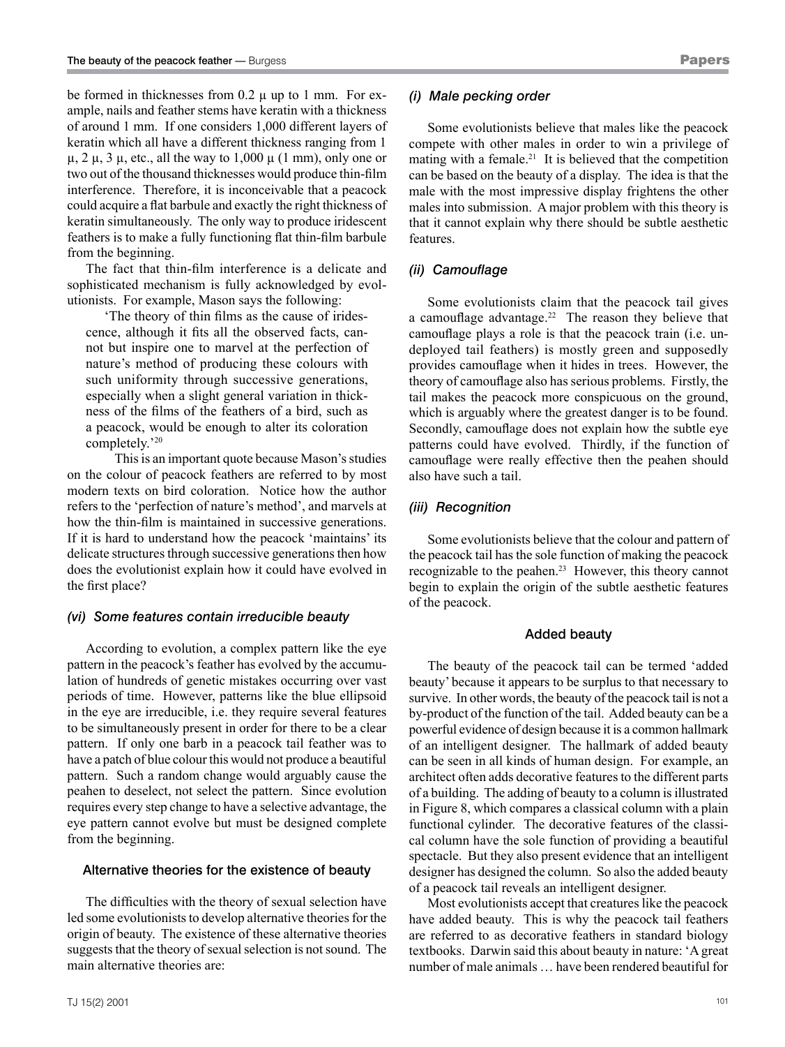be formed in thicknesses from 0.2 μ up to 1 mm. For example, nails and feather stems have keratin with a thickness of around 1 mm. If one considers 1,000 different layers of keratin which all have a different thickness ranging from 1 μ, 2 μ, 3 μ, etc., all the way to 1,000 μ (1 mm), only one or two out of the thousand thicknesses would produce thin-film interference. Therefore, it is inconceivable that a peacock could acquire a flat barbule and exactly the right thickness of keratin simultaneously. The only way to produce iridescent feathers is to make a fully functioning flat thin-film barbule from the beginning.

The fact that thin-film interference is a delicate and sophisticated mechanism is fully acknowledged by evolutionists. For example, Mason says the following:

> 'The theory of thin films as the cause of iridescence, although it fits all the observed facts, cannot but inspire one to marvel at the perfection of nature's method of producing these colours with such uniformity through successive generations, especially when a slight general variation in thickness of the films of the feathers of a bird, such as a peacock, would be enough to alter its coloration completely.'[20]

This is an important quote because Mason's studies on the colour of peacock feathers are referred to by most modern texts on bird coloration. Notice how the author refers to the 'perfection of nature's method', and marvels at how the thin-film is maintained in successive generations. If it is hard to understand how the peacock 'maintains' its delicate structures through successive generations then how does the evolutionist explain how it could have evolved in the first place?

### *(vi) Some features contain irreducible beauty*

According to evolution, a complex pattern like the eye pattern in the peacock's feather has evolved by the accumulation of hundreds of genetic mistakes occurring over vast periods of time. However, patterns like the blue ellipsoid in the eye are irreducible, i.e. they require several features to be simultaneously present in order for there to be a clear pattern. If only one barb in a peacock tail feather was to have a patch of blue colour this would not produce a beautiful pattern. Such a random change would arguably cause the peahen to deselect, not select the pattern. Since evolution requires every step change to have a selective advantage, the eye pattern cannot evolve but must be designed complete from the beginning.

## Alternative theories for the existence of beauty

The difficulties with the theory of sexual selection have led some evolutionists to develop alternative theories for the origin of beauty. The existence of these alternative theories suggests that the theory of sexual selection is not sound. The main alternative theories are:

### *(i) Male pecking order*

Some evolutionists believe that males like the peacock compete with other males in order to win a privilege of mating with a female.[21] It is believed that the competition can be based on the beauty of a display. The idea is that the male with the most impressive display frightens the other males into submission. A major problem with this theory is that it cannot explain why there should be subtle aesthetic features.

### *(ii) Camouflage*

Some evolutionists claim that the peacock tail gives a camouflage advantage.[22] The reason they believe that camouflage plays a role is that the peacock train (i.e. undeployed tail feathers) is mostly green and supposedly provides camouflage when it hides in trees. However, the theory of camouflage also has serious problems. Firstly, the tail makes the peacock more conspicuous on the ground, which is arguably where the greatest danger is to be found. Secondly, camouflage does not explain how the subtle eye patterns could have evolved. Thirdly, if the function of camouflage were really effective then the peahen should also have such a tail.

### *(iii) Recognition*

Some evolutionists believe that the colour and pattern of the peacock tail has the sole function of making the peacock recognizable to the peahen.[23] However, this theory cannot begin to explain the origin of the subtle aesthetic features of the peacock.

## Added beauty

The beauty of the peacock tail can be termed 'added beauty' because it appears to be surplus to that necessary to survive. In other words, the beauty of the peacock tail is not a by-product of the function of the tail. Added beauty can be a powerful evidence of design because it is a common hallmark of an intelligent designer. The hallmark of added beauty can be seen in all kinds of human design. For example, an architect often adds decorative features to the different parts of a building. The adding of beauty to a column is illustrated in Figure 8, which compares a classical column with a plain functional cylinder. The decorative features of the classical column have the sole function of providing a beautiful spectacle. But they also present evidence that an intelligent designer has designed the column. So also the added beauty of a peacock tail reveals an intelligent designer.

Most evolutionists accept that creatures like the peacock have added beauty. This is why the peacock tail feathers are referred to as decorative feathers in standard biology textbooks. Darwin said this about beauty in nature: 'A great number of male animals … have been rendered beautiful for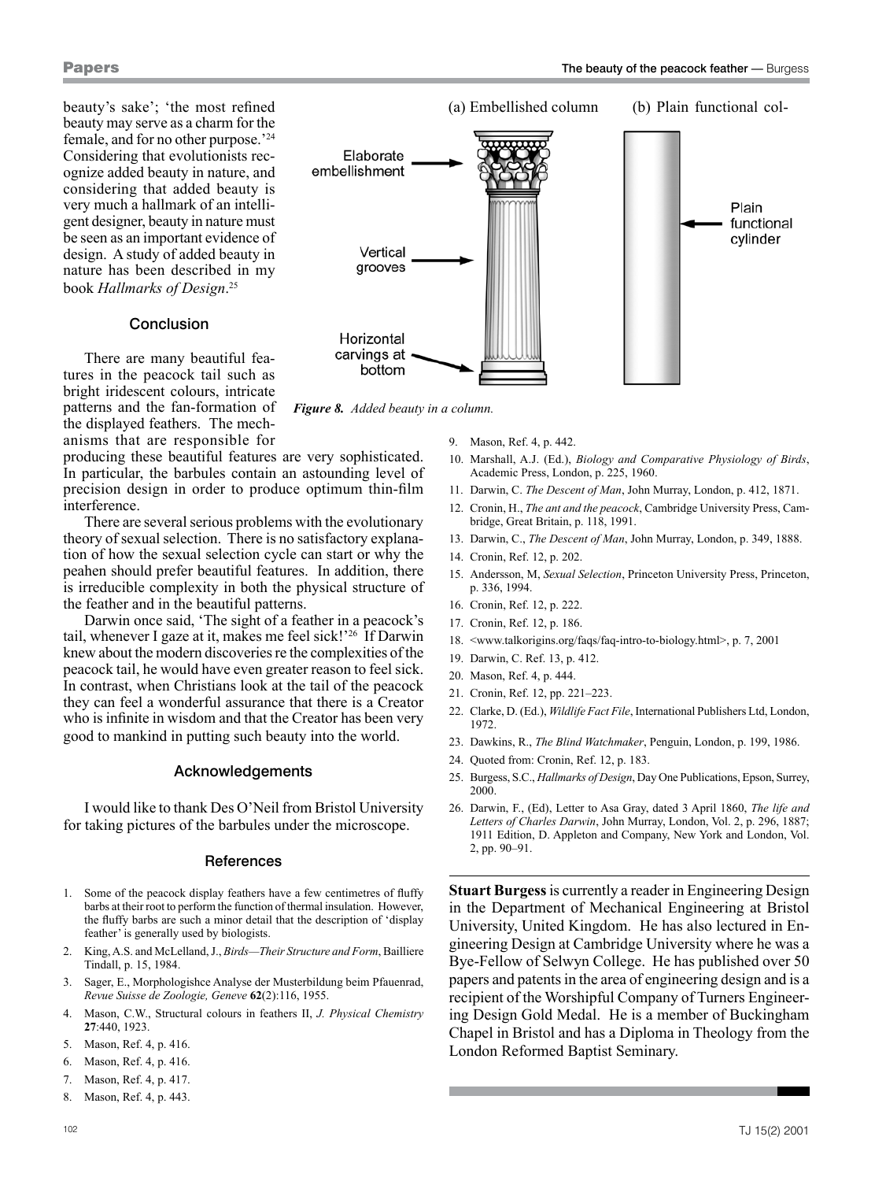beauty's sake'; 'the most refined beauty may serve as a charm for the female, and for no other purpose.'[24] Considering that evolutionists recognize added beauty in nature, and considering that added beauty is very much a hallmark of an intelligent designer, beauty in nature must be seen as an important evidence of design. A study of added beauty in nature has been described in my book *Hallmarks of Design*.[25]

(a) Embellished column

(b) Plain functional col-

Elaborate embellishment

Vertical grooves

Horizontal carvings at bottom

Plain functional cylinder

***Figure 8.*** *Added beauty in a column.*

## Conclusion

There are many beautiful features in the peacock tail such as bright iridescent colours, intricate patterns and the fan-formation of the displayed feathers. The mechanisms that are responsible for producing these beautiful features are very sophisticated. In particular, the barbules contain an astounding level of precision design in order to produce optimum thin-film interference.

There are several serious problems with the evolutionary theory of sexual selection. There is no satisfactory explanation of how the sexual selection cycle can start or why the peahen should prefer beautiful features. In addition, there is irreducible complexity in both the physical structure of the feather and in the beautiful patterns.

Darwin once said, 'The sight of a feather in a peacock's tail, whenever I gaze at it, makes me feel sick!'[26] If Darwin knew about the modern discoveries re the complexities of the peacock tail, he would have even greater reason to feel sick. In contrast, when Christians look at the tail of the peacock they can feel a wonderful assurance that there is a Creator who is infinite in wisdom and that the Creator has been very good to mankind in putting such beauty into the world.

## Acknowledgements

I would like to thank Des O'Neil from Bristol University for taking pictures of the barbules under the microscope.

## References

1. Some of the peacock display feathers have a few centimetres of fluffy barbs at their root to perform the function of thermal insulation. However, the fluffy barbs are such a minor detail that the description of 'display feather' is generally used by biologists.
2. King, A.S. and McLelland, J., *Birds—Their Structure and Form*, Bailliere Tindall, p. 15, 1984.
3. Sager, E., Morphologishce Analyse der Musterbildung beim Pfauenrad, *Revue Suisse de Zoologie, Geneve* **62**(2):116, 1955.
4. Mason, C.W., Structural colours in feathers II, *J. Physical Chemistry* **27**:440, 1923.
5. Mason, Ref. 4, p. 416.
6. Mason, Ref. 4, p. 416.
7. Mason, Ref. 4, p. 417.
8. Mason, Ref. 4, p. 443.
9. Mason, Ref. 4, p. 442.
10. Marshall, A.J. (Ed.), *Biology and Comparative Physiology of Birds*, Academic Press, London, p. 225, 1960.
11. Darwin, C. *The Descent of Man*, John Murray, London, p. 412, 1871.
12. Cronin, H., *The ant and the peacock*, Cambridge University Press, Cambridge, Great Britain, p. 118, 1991.
13. Darwin, C., *The Descent of Man*, John Murray, London, p. 349, 1888.
14. Cronin, Ref. 12, p. 202.
15. Andersson, M, *Sexual Selection*, Princeton University Press, Princeton, p. 336, 1994.
16. Cronin, Ref. 12, p. 222.
17. Cronin, Ref. 12, p. 186.
18. <www.talkorigins.org/faqs/faq-intro-to-biology.html>, p. 7, 2001
19. Darwin, C. Ref. 13, p. 412.
20. Mason, Ref. 4, p. 444.
21. Cronin, Ref. 12, pp. 221–223.
22. Clarke, D. (Ed.), *Wildlife Fact File*, International Publishers Ltd, London, 1972.
23. Dawkins, R., *The Blind Watchmaker*, Penguin, London, p. 199, 1986.
24. Quoted from: Cronin, Ref. 12, p. 183.
25. Burgess, S.C., *Hallmarks of Design*, Day One Publications, Epson, Surrey, 2000.
26. Darwin, F., (Ed), Letter to Asa Gray, dated 3 April 1860, *The life and Letters of Charles Darwin*, John Murray, London, Vol. 2, p. 296, 1887; 1911 Edition, D. Appleton and Company, New York and London, Vol. 2, pp. 90–91.

**Stuart Burgess** is currently a reader in Engineering Design in the Department of Mechanical Engineering at Bristol University, United Kingdom. He has also lectured in Engineering Design at Cambridge University where he was a Bye-Fellow of Selwyn College. He has published over 50 papers and patents in the area of engineering design and is a recipient of the Worshipful Company of Turners Engineering Design Gold Medal. He is a member of Buckingham Chapel in Bristol and has a Diploma in Theology from the London Reformed Baptist Seminary.